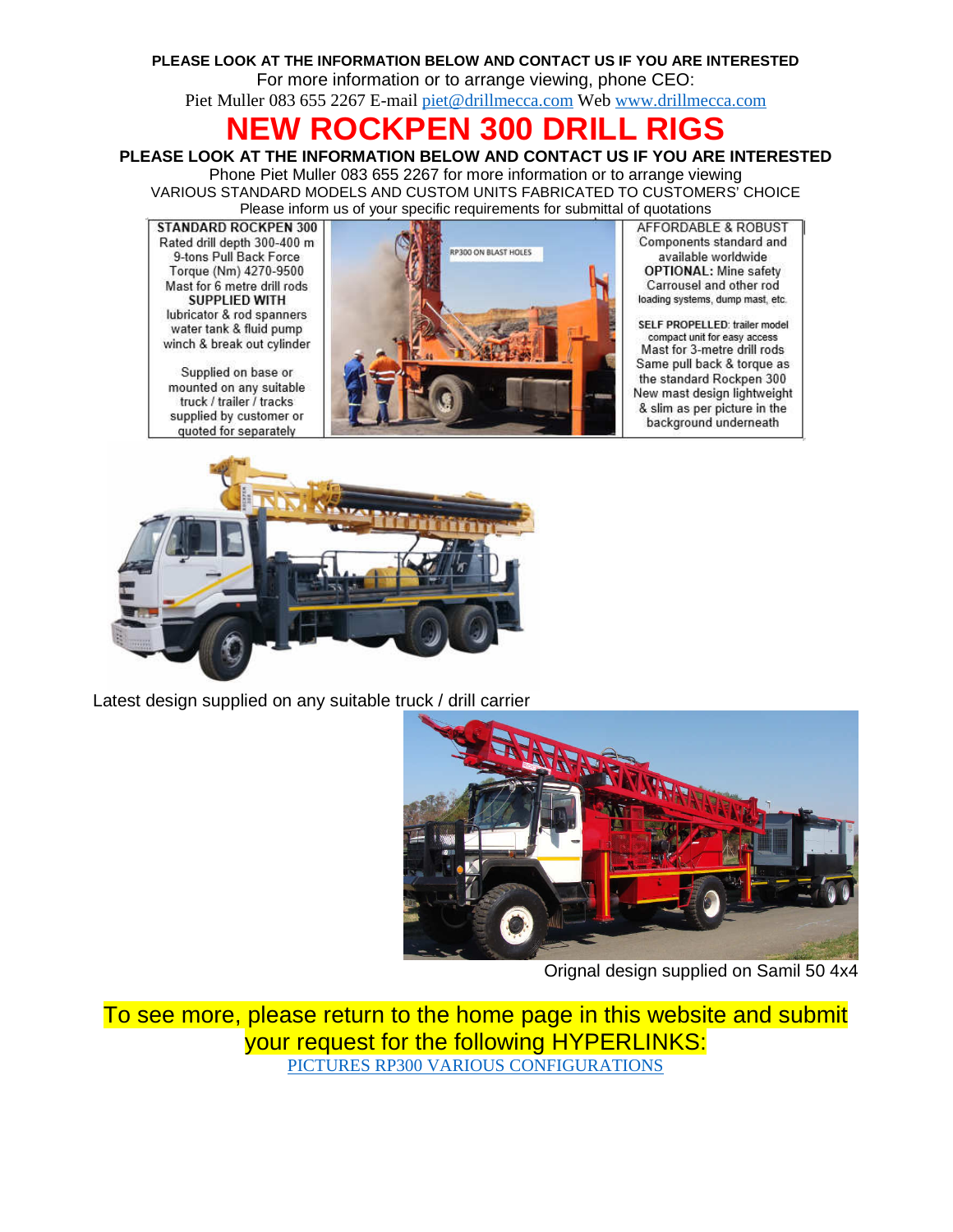**PLEASE LOOK AT THE INFORMATION BELOW AND CONTACT US IF YOU ARE INTERESTED**

For more information or to arrange viewing, phone CEO:

Piet Muller 083 655 2267 E-mail piet@drillmecca.com Web www.drillmecca.com

# NEW ROCKPEN 300 DRILL RIGS

**PLEASE LOOK AT THE INFORMATION BELOW AND CONTACT US IF YOU ARE INTERESTED**

Phone Piet Muller 083 655 2267 for more information or to arrange viewing

VARIOUS STANDARD MODELS AND CUSTOM UNITS FABRICATED TO CUSTOMERS' CHOICE

Please inform us of your specific requirements for submittal of quotations

| STANDARD ROCKPEN 300 | | AFFORDABLE & ROBUST |
|---|---|---|
| Rated drill depth 300-400 m<br>9-tons Pull Back Force<br>Torque (Nm) 4270-9500<br>Mast for 6 metre drill rods<br>**SUPPLIED WITH**<br>lubricator & rod spanners<br>water tank & fluid pump<br>winch & break out cylinder<br><br>Supplied on base or mounted on any suitable truck / trailer / tracks supplied by customer or quoted for separately | RP300 ON BLAST HOLES | Components standard and available worldwide<br>**OPTIONAL:** Mine safety Carrousel and other rod loading systems, dump mast, etc.<br><br>**SELF PROPELLED**: trailer model compact unit for easy access<br>Mast for 3-metre drill rods<br>Same pull back & torque as the standard Rockpen 300<br>New mast design lightweight & slim as per picture in the background underneath |

Latest design supplied on any suitable truck / drill carrier

Orignal design supplied on Samil 50 4x4

To see more, please return to the home page in this website and submit your request for the following HYPERLINKS:

PICTURES RP300 VARIOUS CONFIGURATIONS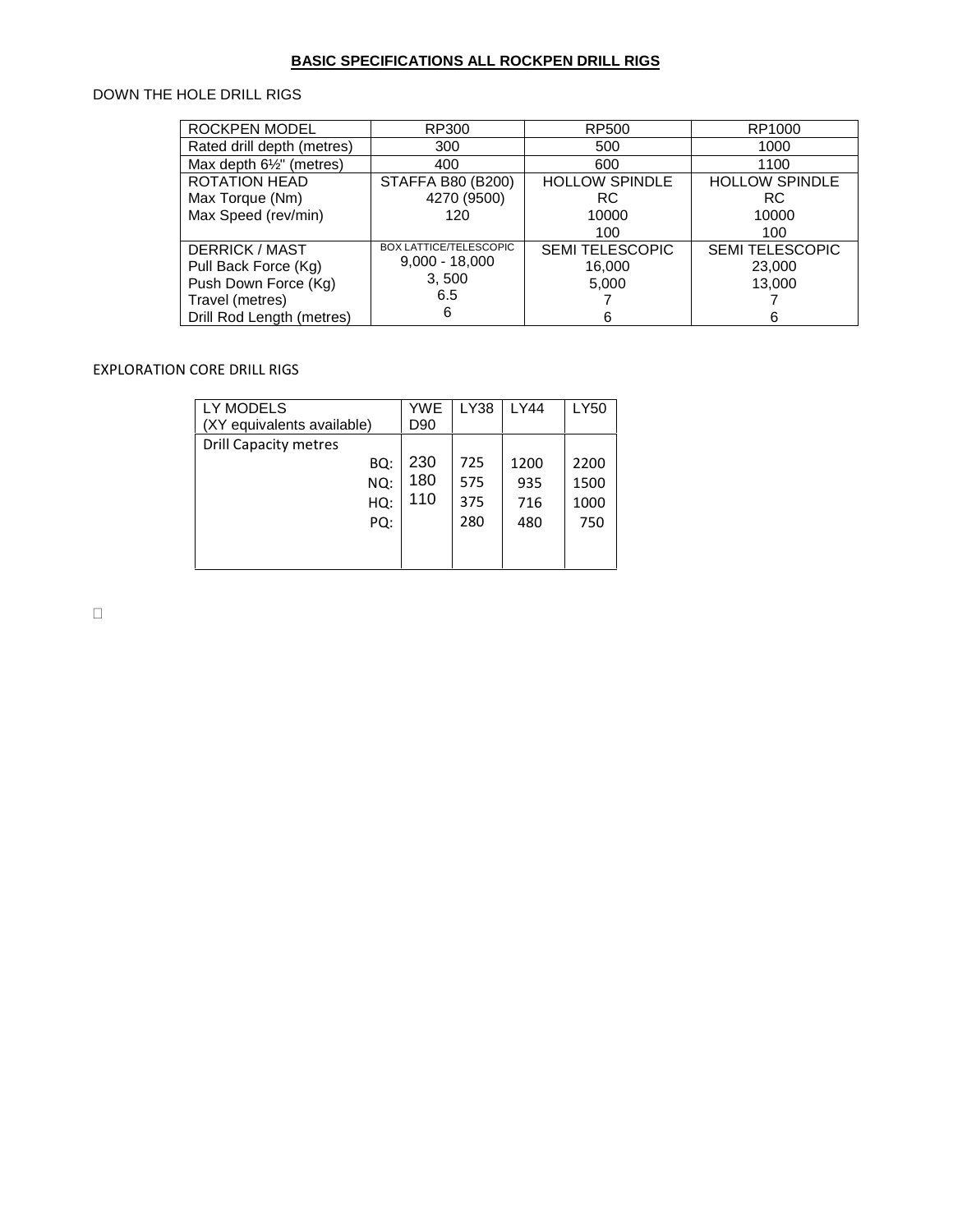**BASIC SPECIFICATIONS ALL ROCKPEN DRILL RIGS**

DOWN THE HOLE DRILL RIGS

| ROCKPEN MODEL | RP300 | RP500 | RP1000 |
|---|---|---|---|
| Rated drill depth (metres) | 300 | 500 | 1000 |
| Max depth 6½" (metres) | 400 | 600 | 1100 |
| ROTATION HEAD<br>Max Torque (Nm)<br>Max Speed (rev/min) | STAFFA B80 (B200)<br>4270 (9500)<br>120 | HOLLOW SPINDLE<br>RC<br>10000<br>100 | HOLLOW SPINDLE<br>RC<br>10000<br>100 |
| DERRICK / MAST<br>Pull Back Force (Kg)<br>Push Down Force (Kg)<br>Travel (metres)<br>Drill Rod Length (metres) | BOX LATTICE/TELESCOPIC<br>9,000 - 18,000<br>3, 500<br>6.5<br>6 | SEMI TELESCOPIC<br>16,000<br>5,000<br>7<br>6 | SEMI TELESCOPIC<br>23,000<br>13,000<br>7<br>6 |

EXPLORATION CORE DRILL RIGS

| LY MODELS<br>(XY equivalents available) | YWE D90 | LY38 | LY44 | LY50 |
|---|---|---|---|---|
| Drill Capacity metres | | | | |
| BQ: | 230 | 725 | 1200 | 2200 |
| NQ: | 180 | 575 | 935 | 1500 |
| HQ: | 110 | 375 | 716 | 1000 |
| PQ: | | 280 | 480 | 750 |